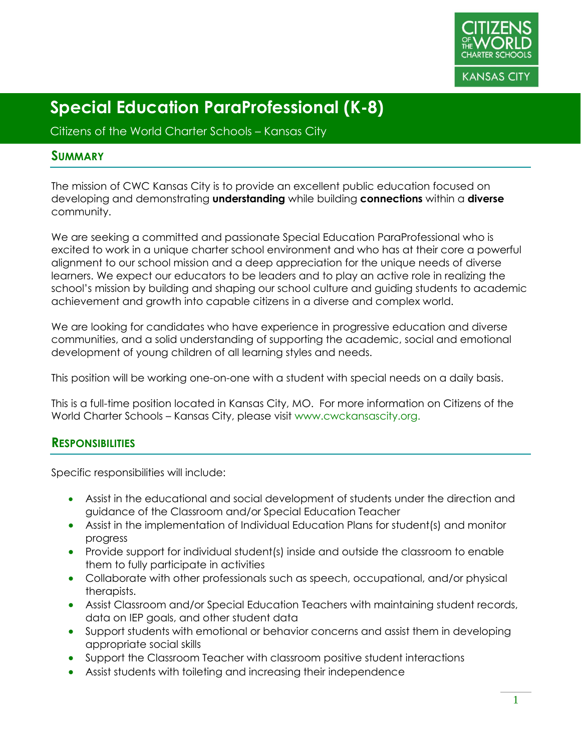# Special Education ParaProfessional (K-8)

Citizens of the World Charter Schools – Kansas City

## Summary

The mission of CWC Kansas City is to provide an excellent public education focused on developing and demonstrating **understanding** while building **connections** within a **diverse** community.

We are seeking a committed and passionate Special Education ParaProfessional who is excited to work in a unique charter school environment and who has at their core a powerful alignment to our school mission and a deep appreciation for the unique needs of diverse learners. We expect our educators to be leaders and to play an active role in realizing the school's mission by building and shaping our school culture and guiding students to academic achievement and growth into capable citizens in a diverse and complex world.

We are looking for candidates who have experience in progressive education and diverse communities, and a solid understanding of supporting the academic, social and emotional development of young children of all learning styles and needs.

This position will be working one-on-one with a student with special needs on a daily basis.

This is a full-time position located in Kansas City, MO. For more information on Citizens of the World Charter Schools – Kansas City, please visit www.cwckansascity.org.

## Responsibilities

Specific responsibilities will include:

- Assist in the educational and social development of students under the direction and guidance of the Classroom and/or Special Education Teacher
- Assist in the implementation of Individual Education Plans for student(s) and monitor progress
- Provide support for individual student(s) inside and outside the classroom to enable them to fully participate in activities
- Collaborate with other professionals such as speech, occupational, and/or physical therapists.
- Assist Classroom and/or Special Education Teachers with maintaining student records, data on IEP goals, and other student data
- Support students with emotional or behavior concerns and assist them in developing appropriate social skills
- Support the Classroom Teacher with classroom positive student interactions
- Assist students with toileting and increasing their independence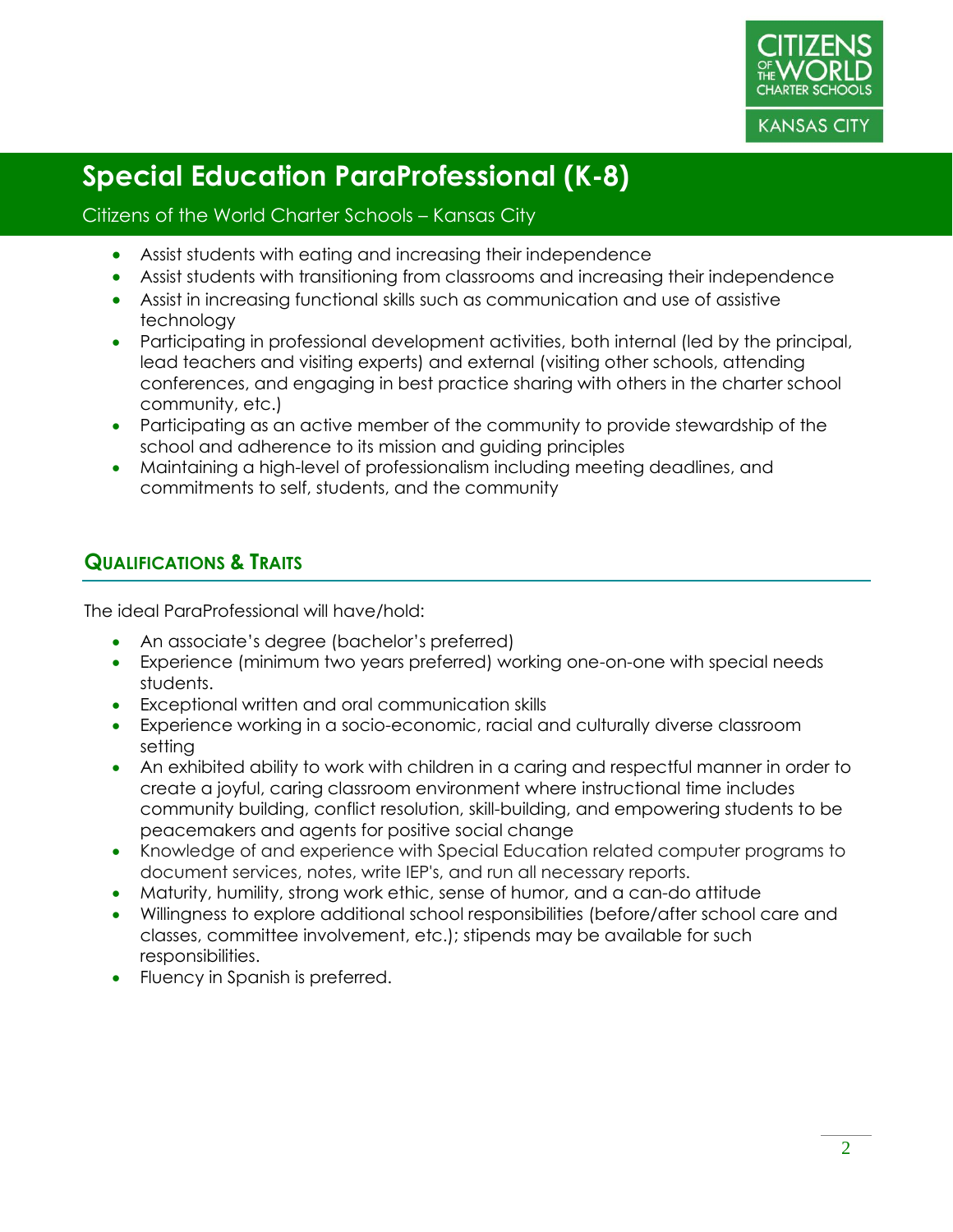# Special Education ParaProfessional (K-8)

Citizens of the World Charter Schools – Kansas City

- Assist students with eating and increasing their independence
- Assist students with transitioning from classrooms and increasing their independence
- Assist in increasing functional skills such as communication and use of assistive technology
- Participating in professional development activities, both internal (led by the principal, lead teachers and visiting experts) and external (visiting other schools, attending conferences, and engaging in best practice sharing with others in the charter school community, etc.)
- Participating as an active member of the community to provide stewardship of the school and adherence to its mission and guiding principles
- Maintaining a high-level of professionalism including meeting deadlines, and commitments to self, students, and the community

## Qualifications & Traits

The ideal ParaProfessional will have/hold:

- An associate's degree (bachelor's preferred)
- Experience (minimum two years preferred) working one-on-one with special needs students.
- Exceptional written and oral communication skills
- Experience working in a socio-economic, racial and culturally diverse classroom setting
- An exhibited ability to work with children in a caring and respectful manner in order to create a joyful, caring classroom environment where instructional time includes community building, conflict resolution, skill-building, and empowering students to be peacemakers and agents for positive social change
- Knowledge of and experience with Special Education related computer programs to document services, notes, write IEP's, and run all necessary reports.
- Maturity, humility, strong work ethic, sense of humor, and a can-do attitude
- Willingness to explore additional school responsibilities (before/after school care and classes, committee involvement, etc.); stipends may be available for such responsibilities.
- Fluency in Spanish is preferred.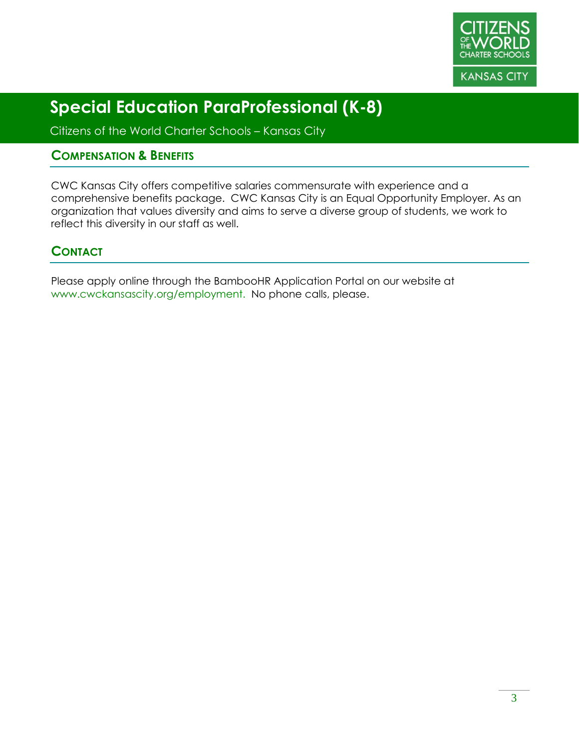# Special Education ParaProfessional (K-8)

Citizens of the World Charter Schools – Kansas City

## Compensation & Benefits

CWC Kansas City offers competitive salaries commensurate with experience and a comprehensive benefits package. CWC Kansas City is an Equal Opportunity Employer. As an organization that values diversity and aims to serve a diverse group of students, we work to reflect this diversity in our staff as well.

## Contact

Please apply online through the BambooHR Application Portal on our website at www.cwckansascity.org/employment. No phone calls, please.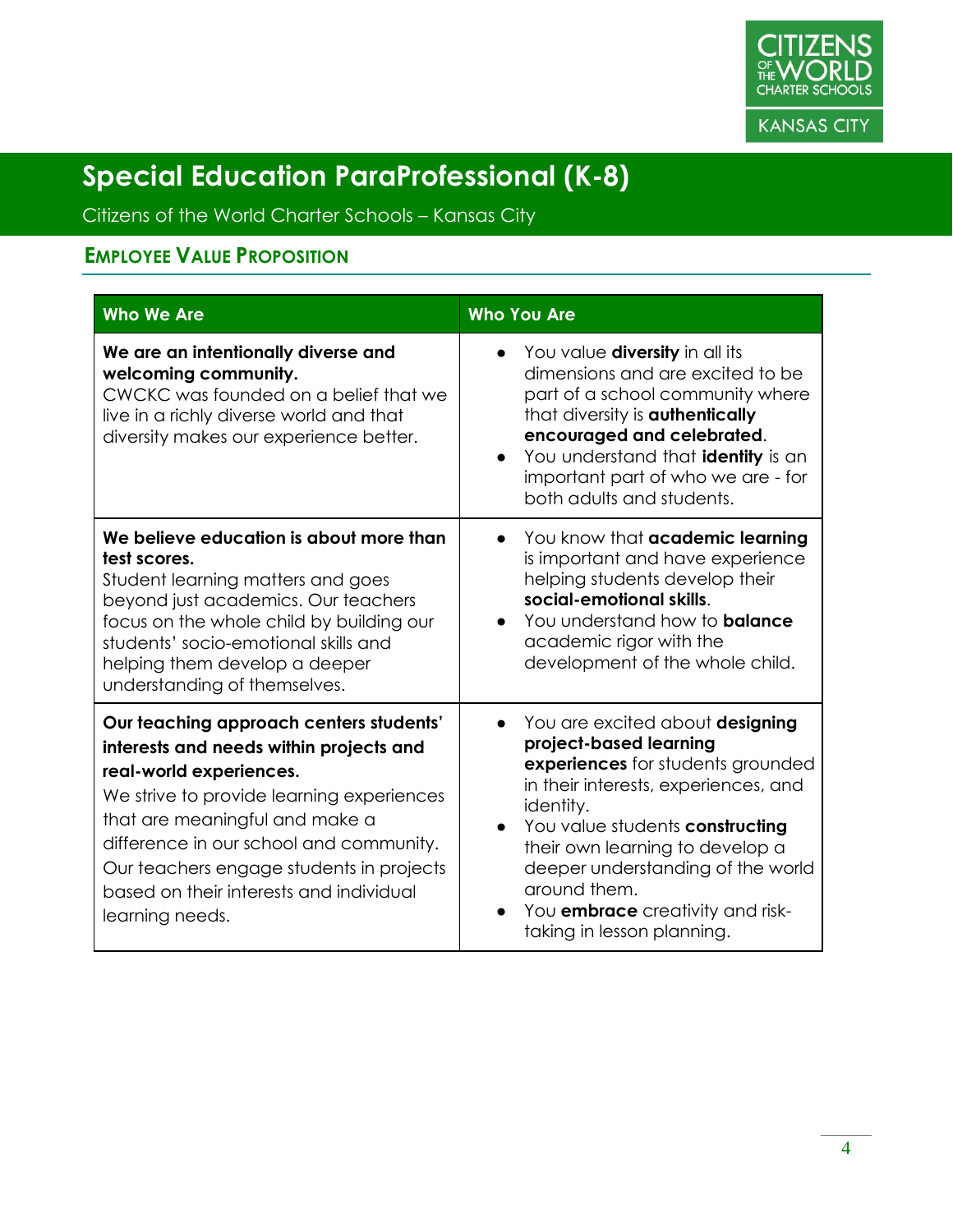# Special Education ParaProfessional (K-8)

Citizens of the World Charter Schools – Kansas City

## Employee Value Proposition

| Who We Are | Who You Are |
|---|---|
| **We are an intentionally diverse and welcoming community.** CWCKC was founded on a belief that we live in a richly diverse world and that diversity makes our experience better. | • You value **diversity** in all its dimensions and are excited to be part of a school community where that diversity is **authentically encouraged and celebrated**.<br>• You understand that **identity** is an important part of who we are - for both adults and students. |
| **We believe education is about more than test scores.** Student learning matters and goes beyond just academics. Our teachers focus on the whole child by building our students' socio-emotional skills and helping them develop a deeper understanding of themselves. | • You know that **academic learning** is important and have experience helping students develop their **social-emotional skills**.<br>• You understand how to **balance** academic rigor with the development of the whole child. |
| **Our teaching approach centers students' interests and needs within projects and real-world experiences.** We strive to provide learning experiences that are meaningful and make a difference in our school and community. Our teachers engage students in projects based on their interests and individual learning needs. | • You are excited about **designing project-based learning experiences** for students grounded in their interests, experiences, and identity.<br>• You value students **constructing** their own learning to develop a deeper understanding of the world around them.<br>• You **embrace** creativity and risk-taking in lesson planning. |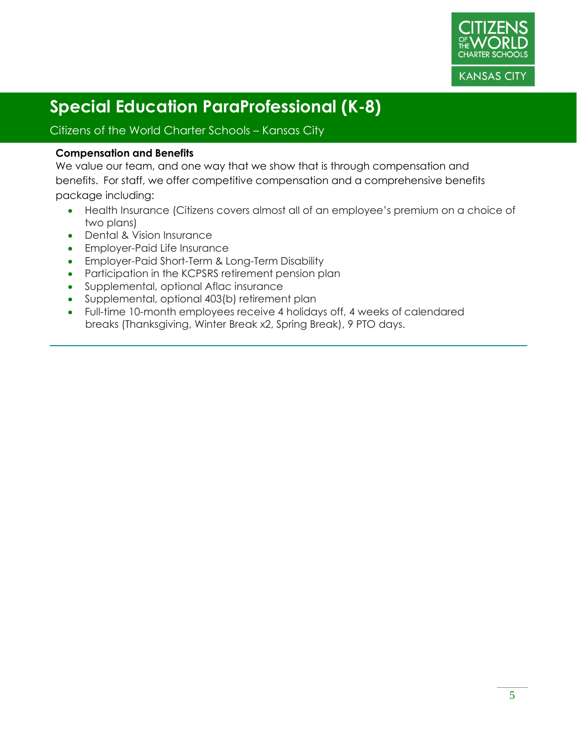# Special Education ParaProfessional (K-8)

Citizens of the World Charter Schools – Kansas City

**Compensation and Benefits**

We value our team, and one way that we show that is through compensation and benefits. For staff, we offer competitive compensation and a comprehensive benefits package including:

- Health Insurance (Citizens covers almost all of an employee's premium on a choice of two plans)
- Dental & Vision Insurance
- Employer-Paid Life Insurance
- Employer-Paid Short-Term & Long-Term Disability
- Participation in the KCPSRS retirement pension plan
- Supplemental, optional Aflac insurance
- Supplemental, optional 403(b) retirement plan
- Full-time 10-month employees receive 4 holidays off, 4 weeks of calendared breaks (Thanksgiving, Winter Break x2, Spring Break), 9 PTO days.